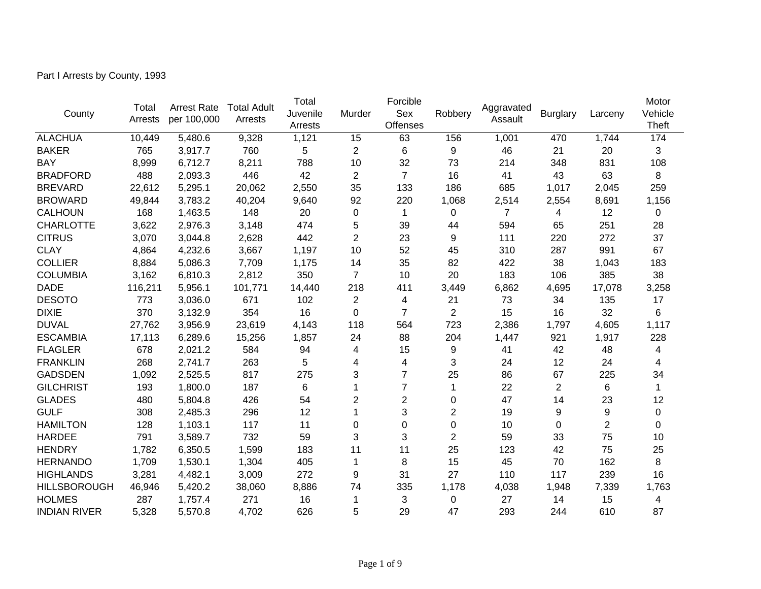Part I Arrests by County, 1993

| County | Total Arrests | Arrest Rate per 100,000 | Total Adult Arrests | Total Juvenile Arrests | Murder | Forcible Sex Offenses | Robbery | Aggravated Assault | Burglary | Larceny | Motor Vehicle Theft |
|---|---|---|---|---|---|---|---|---|---|---|---|
| ALACHUA | 10,449 | 5,480.6 | 9,328 | 1,121 | 15 | 63 | 156 | 1,001 | 470 | 1,744 | 174 |
| BAKER | 765 | 3,917.7 | 760 | 5 | 2 | 6 | 9 | 46 | 21 | 20 | 3 |
| BAY | 8,999 | 6,712.7 | 8,211 | 788 | 10 | 32 | 73 | 214 | 348 | 831 | 108 |
| BRADFORD | 488 | 2,093.3 | 446 | 42 | 2 | 7 | 16 | 41 | 43 | 63 | 8 |
| BREVARD | 22,612 | 5,295.1 | 20,062 | 2,550 | 35 | 133 | 186 | 685 | 1,017 | 2,045 | 259 |
| BROWARD | 49,844 | 3,783.2 | 40,204 | 9,640 | 92 | 220 | 1,068 | 2,514 | 2,554 | 8,691 | 1,156 |
| CALHOUN | 168 | 1,463.5 | 148 | 20 | 0 | 1 | 0 | 7 | 4 | 12 | 0 |
| CHARLOTTE | 3,622 | 2,976.3 | 3,148 | 474 | 5 | 39 | 44 | 594 | 65 | 251 | 28 |
| CITRUS | 3,070 | 3,044.8 | 2,628 | 442 | 2 | 23 | 9 | 111 | 220 | 272 | 37 |
| CLAY | 4,864 | 4,232.6 | 3,667 | 1,197 | 10 | 52 | 45 | 310 | 287 | 991 | 67 |
| COLLIER | 8,884 | 5,086.3 | 7,709 | 1,175 | 14 | 35 | 82 | 422 | 38 | 1,043 | 183 |
| COLUMBIA | 3,162 | 6,810.3 | 2,812 | 350 | 7 | 10 | 20 | 183 | 106 | 385 | 38 |
| DADE | 116,211 | 5,956.1 | 101,771 | 14,440 | 218 | 411 | 3,449 | 6,862 | 4,695 | 17,078 | 3,258 |
| DESOTO | 773 | 3,036.0 | 671 | 102 | 2 | 4 | 21 | 73 | 34 | 135 | 17 |
| DIXIE | 370 | 3,132.9 | 354 | 16 | 0 | 7 | 2 | 15 | 16 | 32 | 6 |
| DUVAL | 27,762 | 3,956.9 | 23,619 | 4,143 | 118 | 564 | 723 | 2,386 | 1,797 | 4,605 | 1,117 |
| ESCAMBIA | 17,113 | 6,289.6 | 15,256 | 1,857 | 24 | 88 | 204 | 1,447 | 921 | 1,917 | 228 |
| FLAGLER | 678 | 2,021.2 | 584 | 94 | 4 | 15 | 9 | 41 | 42 | 48 | 4 |
| FRANKLIN | 268 | 2,741.7 | 263 | 5 | 4 | 4 | 3 | 24 | 12 | 24 | 4 |
| GADSDEN | 1,092 | 2,525.5 | 817 | 275 | 3 | 7 | 25 | 86 | 67 | 225 | 34 |
| GILCHRIST | 193 | 1,800.0 | 187 | 6 | 1 | 7 | 1 | 22 | 2 | 6 | 1 |
| GLADES | 480 | 5,804.8 | 426 | 54 | 2 | 2 | 0 | 47 | 14 | 23 | 12 |
| GULF | 308 | 2,485.3 | 296 | 12 | 1 | 3 | 2 | 19 | 9 | 9 | 0 |
| HAMILTON | 128 | 1,103.1 | 117 | 11 | 0 | 0 | 0 | 10 | 0 | 2 | 0 |
| HARDEE | 791 | 3,589.7 | 732 | 59 | 3 | 3 | 2 | 59 | 33 | 75 | 10 |
| HENDRY | 1,782 | 6,350.5 | 1,599 | 183 | 11 | 11 | 25 | 123 | 42 | 75 | 25 |
| HERNANDO | 1,709 | 1,530.1 | 1,304 | 405 | 1 | 8 | 15 | 45 | 70 | 162 | 8 |
| HIGHLANDS | 3,281 | 4,482.1 | 3,009 | 272 | 9 | 31 | 27 | 110 | 117 | 239 | 16 |
| HILLSBOROUGH | 46,946 | 5,420.2 | 38,060 | 8,886 | 74 | 335 | 1,178 | 4,038 | 1,948 | 7,339 | 1,763 |
| HOLMES | 287 | 1,757.4 | 271 | 16 | 1 | 3 | 0 | 27 | 14 | 15 | 4 |
| INDIAN RIVER | 5,328 | 5,570.8 | 4,702 | 626 | 5 | 29 | 47 | 293 | 244 | 610 | 87 |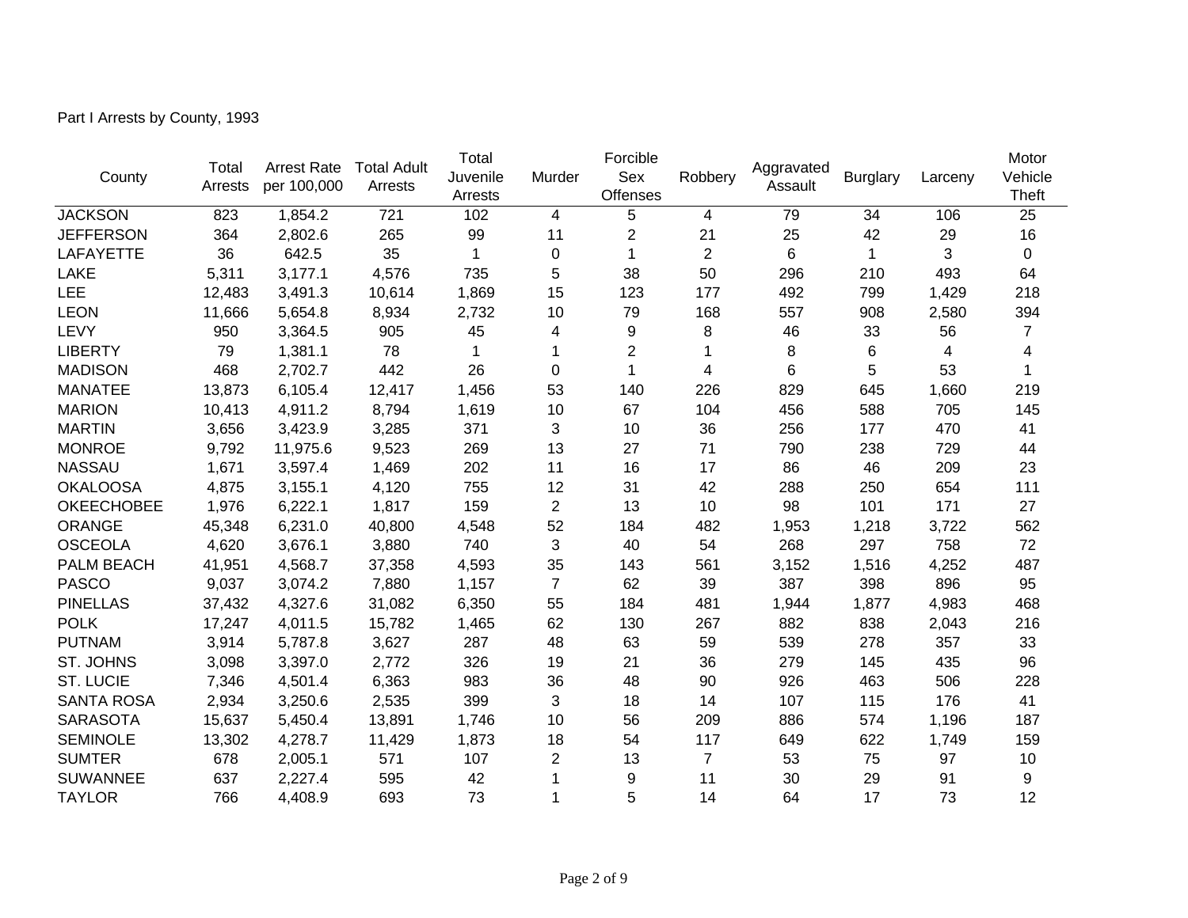Part I Arrests by County, 1993

| County | Total Arrests | Arrest Rate per 100,000 | Total Adult Arrests | Total Juvenile Arrests | Murder | Forcible Sex Offenses | Robbery | Aggravated Assault | Burglary | Larceny | Motor Vehicle Theft |
|---|---|---|---|---|---|---|---|---|---|---|---|
| JACKSON | 823 | 1,854.2 | 721 | 102 | 4 | 5 | 4 | 79 | 34 | 106 | 25 |
| JEFFERSON | 364 | 2,802.6 | 265 | 99 | 11 | 2 | 21 | 25 | 42 | 29 | 16 |
| LAFAYETTE | 36 | 642.5 | 35 | 1 | 0 | 1 | 2 | 6 | 1 | 3 | 0 |
| LAKE | 5,311 | 3,177.1 | 4,576 | 735 | 5 | 38 | 50 | 296 | 210 | 493 | 64 |
| LEE | 12,483 | 3,491.3 | 10,614 | 1,869 | 15 | 123 | 177 | 492 | 799 | 1,429 | 218 |
| LEON | 11,666 | 5,654.8 | 8,934 | 2,732 | 10 | 79 | 168 | 557 | 908 | 2,580 | 394 |
| LEVY | 950 | 3,364.5 | 905 | 45 | 4 | 9 | 8 | 46 | 33 | 56 | 7 |
| LIBERTY | 79 | 1,381.1 | 78 | 1 | 1 | 2 | 1 | 8 | 6 | 4 | 4 |
| MADISON | 468 | 2,702.7 | 442 | 26 | 0 | 1 | 4 | 6 | 5 | 53 | 1 |
| MANATEE | 13,873 | 6,105.4 | 12,417 | 1,456 | 53 | 140 | 226 | 829 | 645 | 1,660 | 219 |
| MARION | 10,413 | 4,911.2 | 8,794 | 1,619 | 10 | 67 | 104 | 456 | 588 | 705 | 145 |
| MARTIN | 3,656 | 3,423.9 | 3,285 | 371 | 3 | 10 | 36 | 256 | 177 | 470 | 41 |
| MONROE | 9,792 | 11,975.6 | 9,523 | 269 | 13 | 27 | 71 | 790 | 238 | 729 | 44 |
| NASSAU | 1,671 | 3,597.4 | 1,469 | 202 | 11 | 16 | 17 | 86 | 46 | 209 | 23 |
| OKALOOSA | 4,875 | 3,155.1 | 4,120 | 755 | 12 | 31 | 42 | 288 | 250 | 654 | 111 |
| OKEECHOBEE | 1,976 | 6,222.1 | 1,817 | 159 | 2 | 13 | 10 | 98 | 101 | 171 | 27 |
| ORANGE | 45,348 | 6,231.0 | 40,800 | 4,548 | 52 | 184 | 482 | 1,953 | 1,218 | 3,722 | 562 |
| OSCEOLA | 4,620 | 3,676.1 | 3,880 | 740 | 3 | 40 | 54 | 268 | 297 | 758 | 72 |
| PALM BEACH | 41,951 | 4,568.7 | 37,358 | 4,593 | 35 | 143 | 561 | 3,152 | 1,516 | 4,252 | 487 |
| PASCO | 9,037 | 3,074.2 | 7,880 | 1,157 | 7 | 62 | 39 | 387 | 398 | 896 | 95 |
| PINELLAS | 37,432 | 4,327.6 | 31,082 | 6,350 | 55 | 184 | 481 | 1,944 | 1,877 | 4,983 | 468 |
| POLK | 17,247 | 4,011.5 | 15,782 | 1,465 | 62 | 130 | 267 | 882 | 838 | 2,043 | 216 |
| PUTNAM | 3,914 | 5,787.8 | 3,627 | 287 | 48 | 63 | 59 | 539 | 278 | 357 | 33 |
| ST. JOHNS | 3,098 | 3,397.0 | 2,772 | 326 | 19 | 21 | 36 | 279 | 145 | 435 | 96 |
| ST. LUCIE | 7,346 | 4,501.4 | 6,363 | 983 | 36 | 48 | 90 | 926 | 463 | 506 | 228 |
| SANTA ROSA | 2,934 | 3,250.6 | 2,535 | 399 | 3 | 18 | 14 | 107 | 115 | 176 | 41 |
| SARASOTA | 15,637 | 5,450.4 | 13,891 | 1,746 | 10 | 56 | 209 | 886 | 574 | 1,196 | 187 |
| SEMINOLE | 13,302 | 4,278.7 | 11,429 | 1,873 | 18 | 54 | 117 | 649 | 622 | 1,749 | 159 |
| SUMTER | 678 | 2,005.1 | 571 | 107 | 2 | 13 | 7 | 53 | 75 | 97 | 10 |
| SUWANNEE | 637 | 2,227.4 | 595 | 42 | 1 | 9 | 11 | 30 | 29 | 91 | 9 |
| TAYLOR | 766 | 4,408.9 | 693 | 73 | 1 | 5 | 14 | 64 | 17 | 73 | 12 |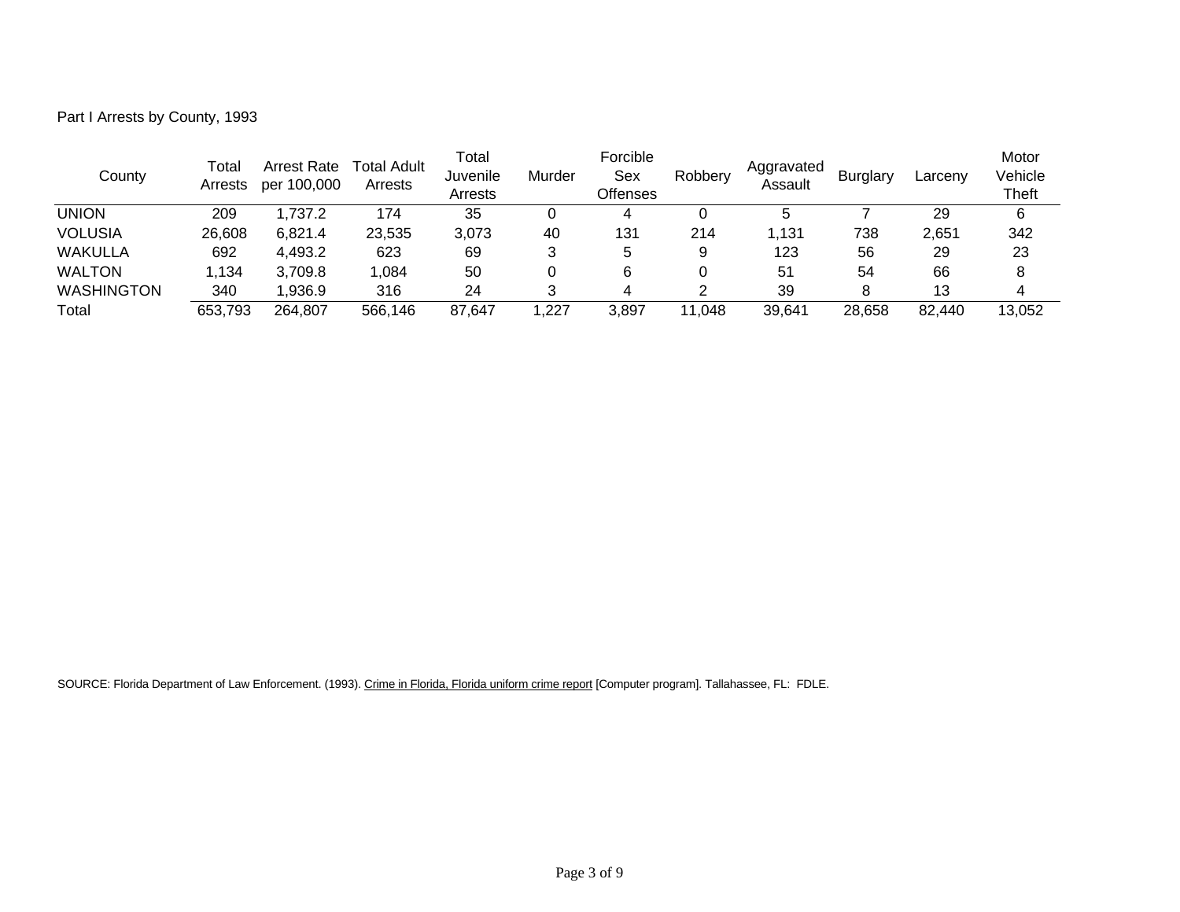Part I Arrests by County, 1993

| County | Total Arrests | Arrest Rate per 100,000 | Total Adult Arrests | Total Juvenile Arrests | Murder | Forcible Sex Offenses | Robbery | Aggravated Assault | Burglary | Larceny | Motor Vehicle Theft |
|---|---|---|---|---|---|---|---|---|---|---|---|
| UNION | 209 | 1,737.2 | 174 | 35 | 0 | 4 | 0 | 5 | 7 | 29 | 6 |
| VOLUSIA | 26,608 | 6,821.4 | 23,535 | 3,073 | 40 | 131 | 214 | 1,131 | 738 | 2,651 | 342 |
| WAKULLA | 692 | 4,493.2 | 623 | 69 | 3 | 5 | 9 | 123 | 56 | 29 | 23 |
| WALTON | 1,134 | 3,709.8 | 1,084 | 50 | 0 | 6 | 0 | 51 | 54 | 66 | 8 |
| WASHINGTON | 340 | 1,936.9 | 316 | 24 | 3 | 4 | 2 | 39 | 8 | 13 | 4 |
| Total | 653,793 | 264,807 | 566,146 | 87,647 | 1,227 | 3,897 | 11,048 | 39,641 | 28,658 | 82,440 | 13,052 |

SOURCE: Florida Department of Law Enforcement. (1993). Crime in Florida, Florida uniform crime report [Computer program]. Tallahassee, FL: FDLE.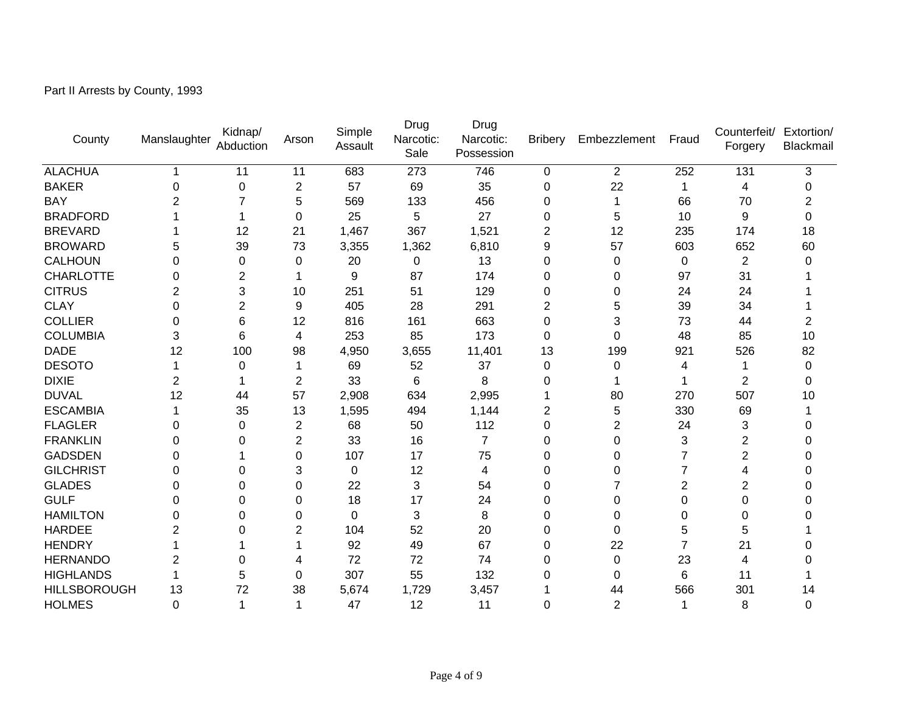Part II Arrests by County, 1993

| County | Manslaughter | Kidnap/ Abduction | Arson | Simple Assault | Drug Narcotic: Sale | Drug Narcotic: Possession | Bribery | Embezzlement | Fraud | Counterfeit/ Forgery | Extortion/ Blackmail |
|---|---|---|---|---|---|---|---|---|---|---|---|
| ALACHUA | 1 | 11 | 11 | 683 | 273 | 746 | 0 | 2 | 252 | 131 | 3 |
| BAKER | 0 | 0 | 2 | 57 | 69 | 35 | 0 | 22 | 1 | 4 | 0 |
| BAY | 2 | 7 | 5 | 569 | 133 | 456 | 0 | 1 | 66 | 70 | 2 |
| BRADFORD | 1 | 1 | 0 | 25 | 5 | 27 | 0 | 5 | 10 | 9 | 0 |
| BREVARD | 1 | 12 | 21 | 1,467 | 367 | 1,521 | 2 | 12 | 235 | 174 | 18 |
| BROWARD | 5 | 39 | 73 | 3,355 | 1,362 | 6,810 | 9 | 57 | 603 | 652 | 60 |
| CALHOUN | 0 | 0 | 0 | 20 | 0 | 13 | 0 | 0 | 0 | 2 | 0 |
| CHARLOTTE | 0 | 2 | 1 | 9 | 87 | 174 | 0 | 0 | 97 | 31 | 1 |
| CITRUS | 2 | 3 | 10 | 251 | 51 | 129 | 0 | 0 | 24 | 24 | 1 |
| CLAY | 0 | 2 | 9 | 405 | 28 | 291 | 2 | 5 | 39 | 34 | 1 |
| COLLIER | 0 | 6 | 12 | 816 | 161 | 663 | 0 | 3 | 73 | 44 | 2 |
| COLUMBIA | 3 | 6 | 4 | 253 | 85 | 173 | 0 | 0 | 48 | 85 | 10 |
| DADE | 12 | 100 | 98 | 4,950 | 3,655 | 11,401 | 13 | 199 | 921 | 526 | 82 |
| DESOTO | 1 | 0 | 1 | 69 | 52 | 37 | 0 | 0 | 4 | 1 | 0 |
| DIXIE | 2 | 1 | 2 | 33 | 6 | 8 | 0 | 1 | 1 | 2 | 0 |
| DUVAL | 12 | 44 | 57 | 2,908 | 634 | 2,995 | 1 | 80 | 270 | 507 | 10 |
| ESCAMBIA | 1 | 35 | 13 | 1,595 | 494 | 1,144 | 2 | 5 | 330 | 69 | 1 |
| FLAGLER | 0 | 0 | 2 | 68 | 50 | 112 | 0 | 2 | 24 | 3 | 0 |
| FRANKLIN | 0 | 0 | 2 | 33 | 16 | 7 | 0 | 0 | 3 | 2 | 0 |
| GADSDEN | 0 | 1 | 0 | 107 | 17 | 75 | 0 | 0 | 7 | 2 | 0 |
| GILCHRIST | 0 | 0 | 3 | 0 | 12 | 4 | 0 | 0 | 7 | 4 | 0 |
| GLADES | 0 | 0 | 0 | 22 | 3 | 54 | 0 | 7 | 2 | 2 | 0 |
| GULF | 0 | 0 | 0 | 18 | 17 | 24 | 0 | 0 | 0 | 0 | 0 |
| HAMILTON | 0 | 0 | 0 | 0 | 3 | 8 | 0 | 0 | 0 | 0 | 0 |
| HARDEE | 2 | 0 | 2 | 104 | 52 | 20 | 0 | 0 | 5 | 5 | 1 |
| HENDRY | 1 | 1 | 1 | 92 | 49 | 67 | 0 | 22 | 7 | 21 | 0 |
| HERNANDO | 2 | 0 | 4 | 72 | 72 | 74 | 0 | 0 | 23 | 4 | 0 |
| HIGHLANDS | 1 | 5 | 0 | 307 | 55 | 132 | 0 | 0 | 6 | 11 | 1 |
| HILLSBOROUGH | 13 | 72 | 38 | 5,674 | 1,729 | 3,457 | 1 | 44 | 566 | 301 | 14 |
| HOLMES | 0 | 1 | 1 | 47 | 12 | 11 | 0 | 2 | 1 | 8 | 0 |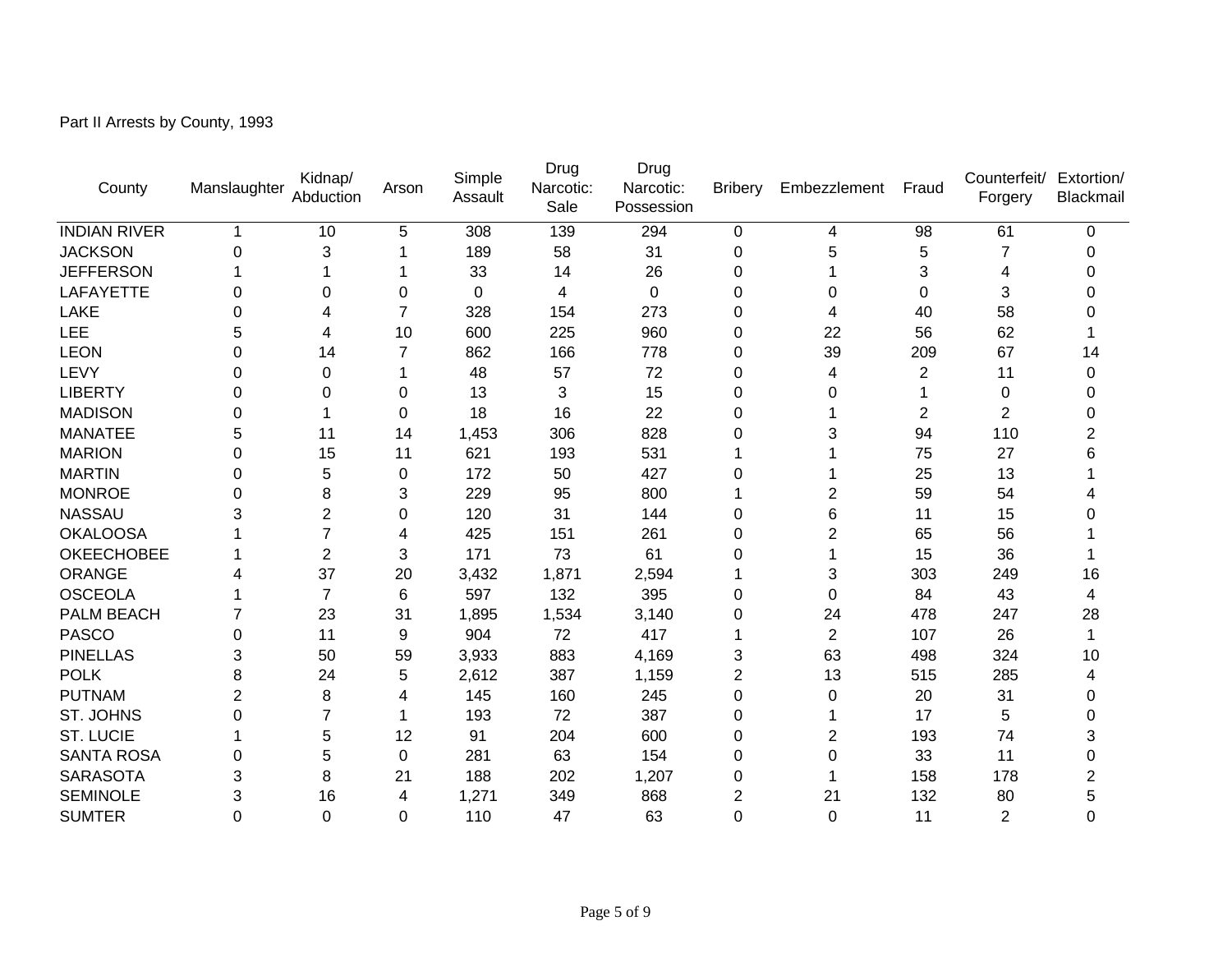Part II Arrests by County, 1993

| County | Manslaughter | Kidnap/ Abduction | Arson | Simple Assault | Drug Narcotic: Sale | Drug Narcotic: Possession | Bribery | Embezzlement | Fraud | Counterfeit/ Forgery | Extortion/ Blackmail |
|---|---|---|---|---|---|---|---|---|---|---|---|
| INDIAN RIVER | 1 | 10 | 5 | 308 | 139 | 294 | 0 | 4 | 98 | 61 | 0 |
| JACKSON | 0 | 3 | 1 | 189 | 58 | 31 | 0 | 5 | 5 | 7 | 0 |
| JEFFERSON | 1 | 1 | 1 | 33 | 14 | 26 | 0 | 1 | 3 | 4 | 0 |
| LAFAYETTE | 0 | 0 | 0 | 0 | 4 | 0 | 0 | 0 | 0 | 3 | 0 |
| LAKE | 0 | 4 | 7 | 328 | 154 | 273 | 0 | 4 | 40 | 58 | 0 |
| LEE | 5 | 4 | 10 | 600 | 225 | 960 | 0 | 22 | 56 | 62 | 1 |
| LEON | 0 | 14 | 7 | 862 | 166 | 778 | 0 | 39 | 209 | 67 | 14 |
| LEVY | 0 | 0 | 1 | 48 | 57 | 72 | 0 | 4 | 2 | 11 | 0 |
| LIBERTY | 0 | 0 | 0 | 13 | 3 | 15 | 0 | 0 | 1 | 0 | 0 |
| MADISON | 0 | 1 | 0 | 18 | 16 | 22 | 0 | 1 | 2 | 2 | 0 |
| MANATEE | 5 | 11 | 14 | 1,453 | 306 | 828 | 0 | 3 | 94 | 110 | 2 |
| MARION | 0 | 15 | 11 | 621 | 193 | 531 | 1 | 1 | 75 | 27 | 6 |
| MARTIN | 0 | 5 | 0 | 172 | 50 | 427 | 0 | 1 | 25 | 13 | 1 |
| MONROE | 0 | 8 | 3 | 229 | 95 | 800 | 1 | 2 | 59 | 54 | 4 |
| NASSAU | 3 | 2 | 0 | 120 | 31 | 144 | 0 | 6 | 11 | 15 | 0 |
| OKALOOSA | 1 | 7 | 4 | 425 | 151 | 261 | 0 | 2 | 65 | 56 | 1 |
| OKEECHOBEE | 1 | 2 | 3 | 171 | 73 | 61 | 0 | 1 | 15 | 36 | 1 |
| ORANGE | 4 | 37 | 20 | 3,432 | 1,871 | 2,594 | 1 | 3 | 303 | 249 | 16 |
| OSCEOLA | 1 | 7 | 6 | 597 | 132 | 395 | 0 | 0 | 84 | 43 | 4 |
| PALM BEACH | 7 | 23 | 31 | 1,895 | 1,534 | 3,140 | 0 | 24 | 478 | 247 | 28 |
| PASCO | 0 | 11 | 9 | 904 | 72 | 417 | 1 | 2 | 107 | 26 | 1 |
| PINELLAS | 3 | 50 | 59 | 3,933 | 883 | 4,169 | 3 | 63 | 498 | 324 | 10 |
| POLK | 8 | 24 | 5 | 2,612 | 387 | 1,159 | 2 | 13 | 515 | 285 | 4 |
| PUTNAM | 2 | 8 | 4 | 145 | 160 | 245 | 0 | 0 | 20 | 31 | 0 |
| ST. JOHNS | 0 | 7 | 1 | 193 | 72 | 387 | 0 | 1 | 17 | 5 | 0 |
| ST. LUCIE | 1 | 5 | 12 | 91 | 204 | 600 | 0 | 2 | 193 | 74 | 3 |
| SANTA ROSA | 0 | 5 | 0 | 281 | 63 | 154 | 0 | 0 | 33 | 11 | 0 |
| SARASOTA | 3 | 8 | 21 | 188 | 202 | 1,207 | 0 | 1 | 158 | 178 | 2 |
| SEMINOLE | 3 | 16 | 4 | 1,271 | 349 | 868 | 2 | 21 | 132 | 80 | 5 |
| SUMTER | 0 | 0 | 0 | 110 | 47 | 63 | 0 | 0 | 11 | 2 | 0 |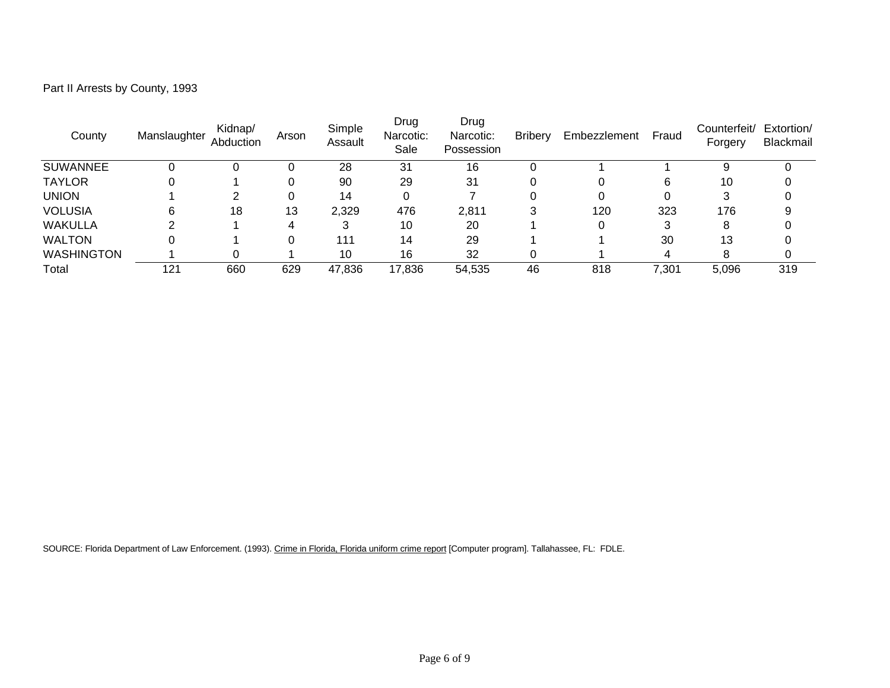Part II Arrests by County, 1993

| County | Manslaughter | Kidnap/ Abduction | Arson | Simple Assault | Drug Narcotic: Sale | Drug Narcotic: Possession | Bribery | Embezzlement | Fraud | Counterfeit/ Forgery | Extortion/ Blackmail |
|---|---|---|---|---|---|---|---|---|---|---|---|
| SUWANNEE | 0 | 0 | 0 | 28 | 31 | 16 | 0 | 1 | 1 | 9 | 0 |
| TAYLOR | 0 | 1 | 0 | 90 | 29 | 31 | 0 | 0 | 6 | 10 | 0 |
| UNION | 1 | 2 | 0 | 14 | 0 | 7 | 0 | 0 | 0 | 3 | 0 |
| VOLUSIA | 6 | 18 | 13 | 2,329 | 476 | 2,811 | 3 | 120 | 323 | 176 | 9 |
| WAKULLA | 2 | 1 | 4 | 3 | 10 | 20 | 1 | 0 | 3 | 8 | 0 |
| WALTON | 0 | 1 | 0 | 111 | 14 | 29 | 1 | 1 | 30 | 13 | 0 |
| WASHINGTON | 1 | 0 | 1 | 10 | 16 | 32 | 0 | 1 | 4 | 8 | 0 |
| Total | 121 | 660 | 629 | 47,836 | 17,836 | 54,535 | 46 | 818 | 7,301 | 5,096 | 319 |

SOURCE: Florida Department of Law Enforcement. (1993). Crime in Florida, Florida uniform crime report [Computer program]. Tallahassee, FL: FDLE.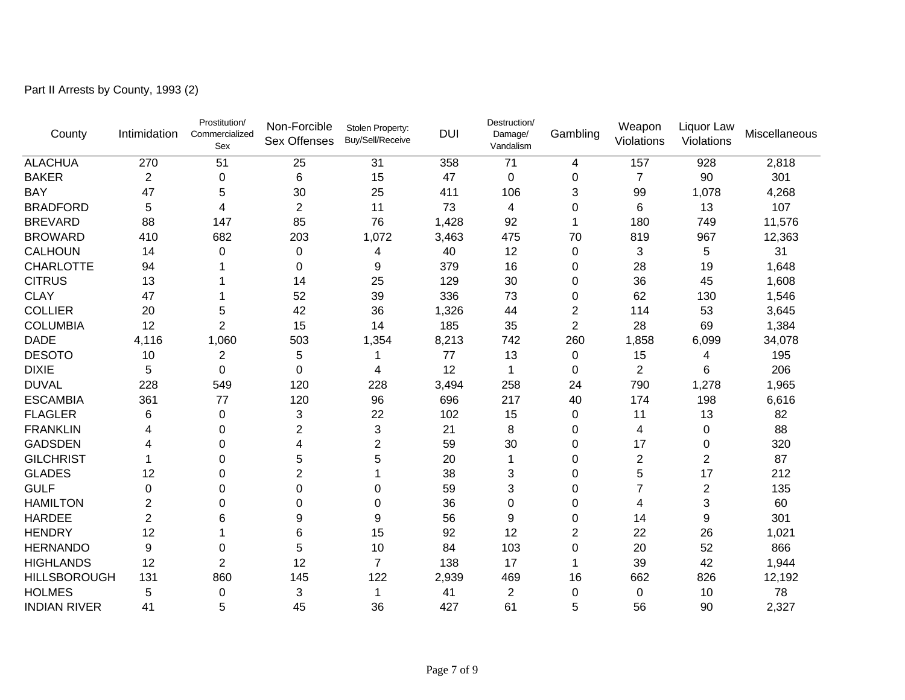Part II Arrests by County, 1993 (2)

| County | Intimidation | Prostitution/ Commercialized Sex | Non-Forcible Sex Offenses | Stolen Property: Buy/Sell/Receive | DUI | Destruction/ Damage/ Vandalism | Gambling | Weapon Violations | Liquor Law Violations | Miscellaneous |
|---|---|---|---|---|---|---|---|---|---|---|
| ALACHUA | 270 | 51 | 25 | 31 | 358 | 71 | 4 | 157 | 928 | 2,818 |
| BAKER | 2 | 0 | 6 | 15 | 47 | 0 | 0 | 7 | 90 | 301 |
| BAY | 47 | 5 | 30 | 25 | 411 | 106 | 3 | 99 | 1,078 | 4,268 |
| BRADFORD | 5 | 4 | 2 | 11 | 73 | 4 | 0 | 6 | 13 | 107 |
| BREVARD | 88 | 147 | 85 | 76 | 1,428 | 92 | 1 | 180 | 749 | 11,576 |
| BROWARD | 410 | 682 | 203 | 1,072 | 3,463 | 475 | 70 | 819 | 967 | 12,363 |
| CALHOUN | 14 | 0 | 0 | 4 | 40 | 12 | 0 | 3 | 5 | 31 |
| CHARLOTTE | 94 | 1 | 0 | 9 | 379 | 16 | 0 | 28 | 19 | 1,648 |
| CITRUS | 13 | 1 | 14 | 25 | 129 | 30 | 0 | 36 | 45 | 1,608 |
| CLAY | 47 | 1 | 52 | 39 | 336 | 73 | 0 | 62 | 130 | 1,546 |
| COLLIER | 20 | 5 | 42 | 36 | 1,326 | 44 | 2 | 114 | 53 | 3,645 |
| COLUMBIA | 12 | 2 | 15 | 14 | 185 | 35 | 2 | 28 | 69 | 1,384 |
| DADE | 4,116 | 1,060 | 503 | 1,354 | 8,213 | 742 | 260 | 1,858 | 6,099 | 34,078 |
| DESOTO | 10 | 2 | 5 | 1 | 77 | 13 | 0 | 15 | 4 | 195 |
| DIXIE | 5 | 0 | 0 | 4 | 12 | 1 | 0 | 2 | 6 | 206 |
| DUVAL | 228 | 549 | 120 | 228 | 3,494 | 258 | 24 | 790 | 1,278 | 1,965 |
| ESCAMBIA | 361 | 77 | 120 | 96 | 696 | 217 | 40 | 174 | 198 | 6,616 |
| FLAGLER | 6 | 0 | 3 | 22 | 102 | 15 | 0 | 11 | 13 | 82 |
| FRANKLIN | 4 | 0 | 2 | 3 | 21 | 8 | 0 | 4 | 0 | 88 |
| GADSDEN | 4 | 0 | 4 | 2 | 59 | 30 | 0 | 17 | 0 | 320 |
| GILCHRIST | 1 | 0 | 5 | 5 | 20 | 1 | 0 | 2 | 2 | 87 |
| GLADES | 12 | 0 | 2 | 1 | 38 | 3 | 0 | 5 | 17 | 212 |
| GULF | 0 | 0 | 0 | 0 | 59 | 3 | 0 | 7 | 2 | 135 |
| HAMILTON | 2 | 0 | 0 | 0 | 36 | 0 | 0 | 4 | 3 | 60 |
| HARDEE | 2 | 6 | 9 | 9 | 56 | 9 | 0 | 14 | 9 | 301 |
| HENDRY | 12 | 1 | 6 | 15 | 92 | 12 | 2 | 22 | 26 | 1,021 |
| HERNANDO | 9 | 0 | 5 | 10 | 84 | 103 | 0 | 20 | 52 | 866 |
| HIGHLANDS | 12 | 2 | 12 | 7 | 138 | 17 | 1 | 39 | 42 | 1,944 |
| HILLSBOROUGH | 131 | 860 | 145 | 122 | 2,939 | 469 | 16 | 662 | 826 | 12,192 |
| HOLMES | 5 | 0 | 3 | 1 | 41 | 2 | 0 | 0 | 10 | 78 |
| INDIAN RIVER | 41 | 5 | 45 | 36 | 427 | 61 | 5 | 56 | 90 | 2,327 |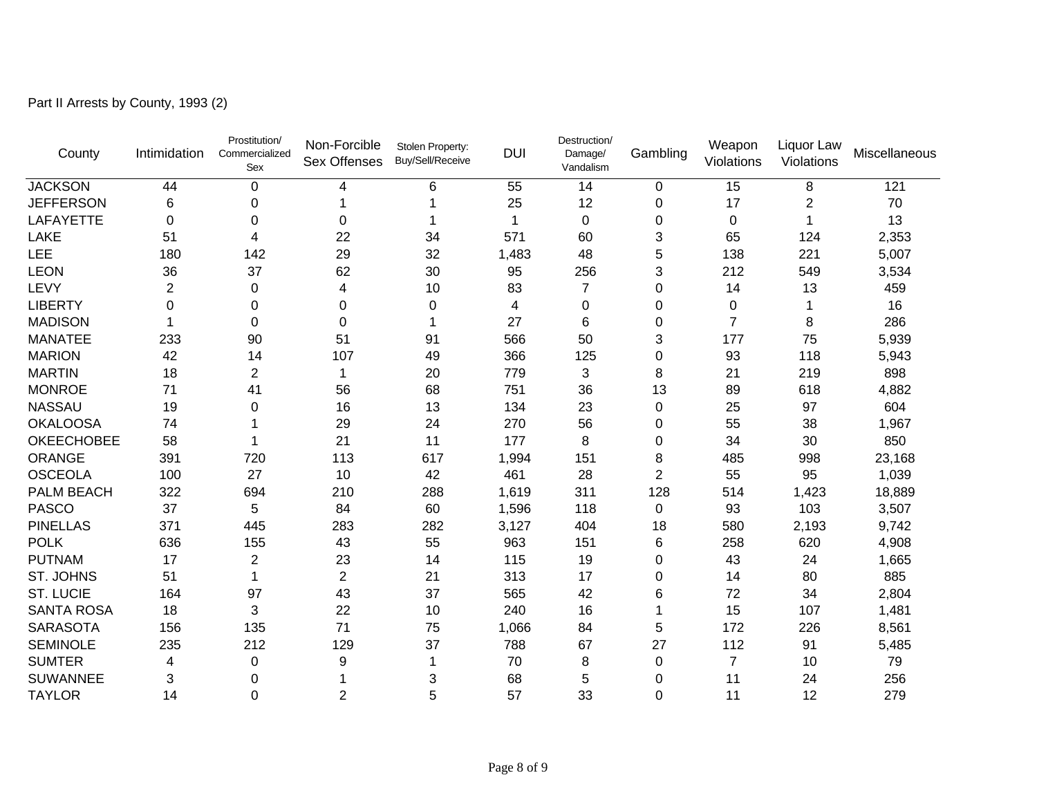Part II Arrests by County, 1993 (2)

| County | Intimidation | Prostitution/ Commercialized Sex | Non-Forcible Sex Offenses | Stolen Property: Buy/Sell/Receive | DUI | Destruction/ Damage/ Vandalism | Gambling | Weapon Violations | Liquor Law Violations | Miscellaneous |
|---|---|---|---|---|---|---|---|---|---|---|
| JACKSON | 44 | 0 | 4 | 6 | 55 | 14 | 0 | 15 | 8 | 121 |
| JEFFERSON | 6 | 0 | 1 | 1 | 25 | 12 | 0 | 17 | 2 | 70 |
| LAFAYETTE | 0 | 0 | 0 | 1 | 1 | 0 | 0 | 0 | 1 | 13 |
| LAKE | 51 | 4 | 22 | 34 | 571 | 60 | 3 | 65 | 124 | 2,353 |
| LEE | 180 | 142 | 29 | 32 | 1,483 | 48 | 5 | 138 | 221 | 5,007 |
| LEON | 36 | 37 | 62 | 30 | 95 | 256 | 3 | 212 | 549 | 3,534 |
| LEVY | 2 | 0 | 4 | 10 | 83 | 7 | 0 | 14 | 13 | 459 |
| LIBERTY | 0 | 0 | 0 | 0 | 4 | 0 | 0 | 0 | 1 | 16 |
| MADISON | 1 | 0 | 0 | 1 | 27 | 6 | 0 | 7 | 8 | 286 |
| MANATEE | 233 | 90 | 51 | 91 | 566 | 50 | 3 | 177 | 75 | 5,939 |
| MARION | 42 | 14 | 107 | 49 | 366 | 125 | 0 | 93 | 118 | 5,943 |
| MARTIN | 18 | 2 | 1 | 20 | 779 | 3 | 8 | 21 | 219 | 898 |
| MONROE | 71 | 41 | 56 | 68 | 751 | 36 | 13 | 89 | 618 | 4,882 |
| NASSAU | 19 | 0 | 16 | 13 | 134 | 23 | 0 | 25 | 97 | 604 |
| OKALOOSA | 74 | 1 | 29 | 24 | 270 | 56 | 0 | 55 | 38 | 1,967 |
| OKEECHOBEE | 58 | 1 | 21 | 11 | 177 | 8 | 0 | 34 | 30 | 850 |
| ORANGE | 391 | 720 | 113 | 617 | 1,994 | 151 | 8 | 485 | 998 | 23,168 |
| OSCEOLA | 100 | 27 | 10 | 42 | 461 | 28 | 2 | 55 | 95 | 1,039 |
| PALM BEACH | 322 | 694 | 210 | 288 | 1,619 | 311 | 128 | 514 | 1,423 | 18,889 |
| PASCO | 37 | 5 | 84 | 60 | 1,596 | 118 | 0 | 93 | 103 | 3,507 |
| PINELLAS | 371 | 445 | 283 | 282 | 3,127 | 404 | 18 | 580 | 2,193 | 9,742 |
| POLK | 636 | 155 | 43 | 55 | 963 | 151 | 6 | 258 | 620 | 4,908 |
| PUTNAM | 17 | 2 | 23 | 14 | 115 | 19 | 0 | 43 | 24 | 1,665 |
| ST. JOHNS | 51 | 1 | 2 | 21 | 313 | 17 | 0 | 14 | 80 | 885 |
| ST. LUCIE | 164 | 97 | 43 | 37 | 565 | 42 | 6 | 72 | 34 | 2,804 |
| SANTA ROSA | 18 | 3 | 22 | 10 | 240 | 16 | 1 | 15 | 107 | 1,481 |
| SARASOTA | 156 | 135 | 71 | 75 | 1,066 | 84 | 5 | 172 | 226 | 8,561 |
| SEMINOLE | 235 | 212 | 129 | 37 | 788 | 67 | 27 | 112 | 91 | 5,485 |
| SUMTER | 4 | 0 | 9 | 1 | 70 | 8 | 0 | 7 | 10 | 79 |
| SUWANNEE | 3 | 0 | 1 | 3 | 68 | 5 | 0 | 11 | 24 | 256 |
| TAYLOR | 14 | 0 | 2 | 5 | 57 | 33 | 0 | 11 | 12 | 279 |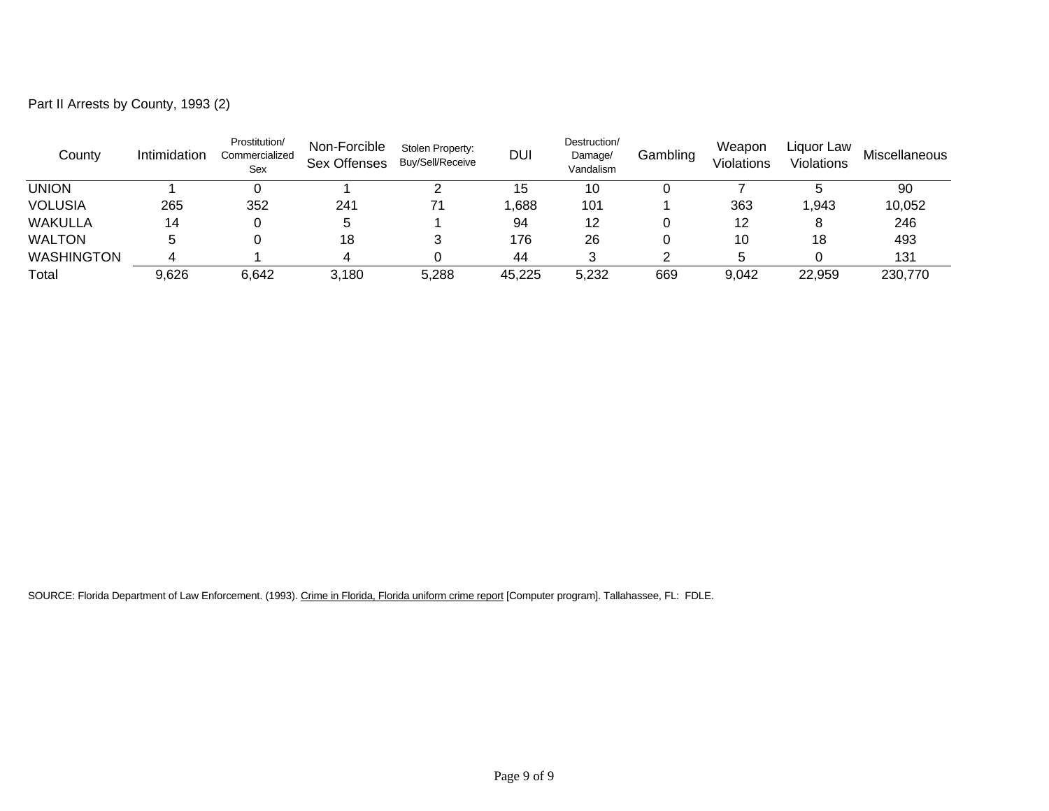Part II Arrests by County, 1993 (2)

| County | Intimidation | Prostitution/ Commercialized Sex | Non-Forcible Sex Offenses | Stolen Property: Buy/Sell/Receive | DUI | Destruction/ Damage/ Vandalism | Gambling | Weapon Violations | Liquor Law Violations | Miscellaneous |
|---|---|---|---|---|---|---|---|---|---|---|
| UNION | 1 | 0 | 1 | 2 | 15 | 10 | 0 | 7 | 5 | 90 |
| VOLUSIA | 265 | 352 | 241 | 71 | 1,688 | 101 | 1 | 363 | 1,943 | 10,052 |
| WAKULLA | 14 | 0 | 5 | 1 | 94 | 12 | 0 | 12 | 8 | 246 |
| WALTON | 5 | 0 | 18 | 3 | 176 | 26 | 0 | 10 | 18 | 493 |
| WASHINGTON | 4 | 1 | 4 | 0 | 44 | 3 | 2 | 5 | 0 | 131 |
| Total | 9,626 | 6,642 | 3,180 | 5,288 | 45,225 | 5,232 | 669 | 9,042 | 22,959 | 230,770 |

SOURCE: Florida Department of Law Enforcement. (1993). Crime in Florida, Florida uniform crime report [Computer program]. Tallahassee, FL: FDLE.